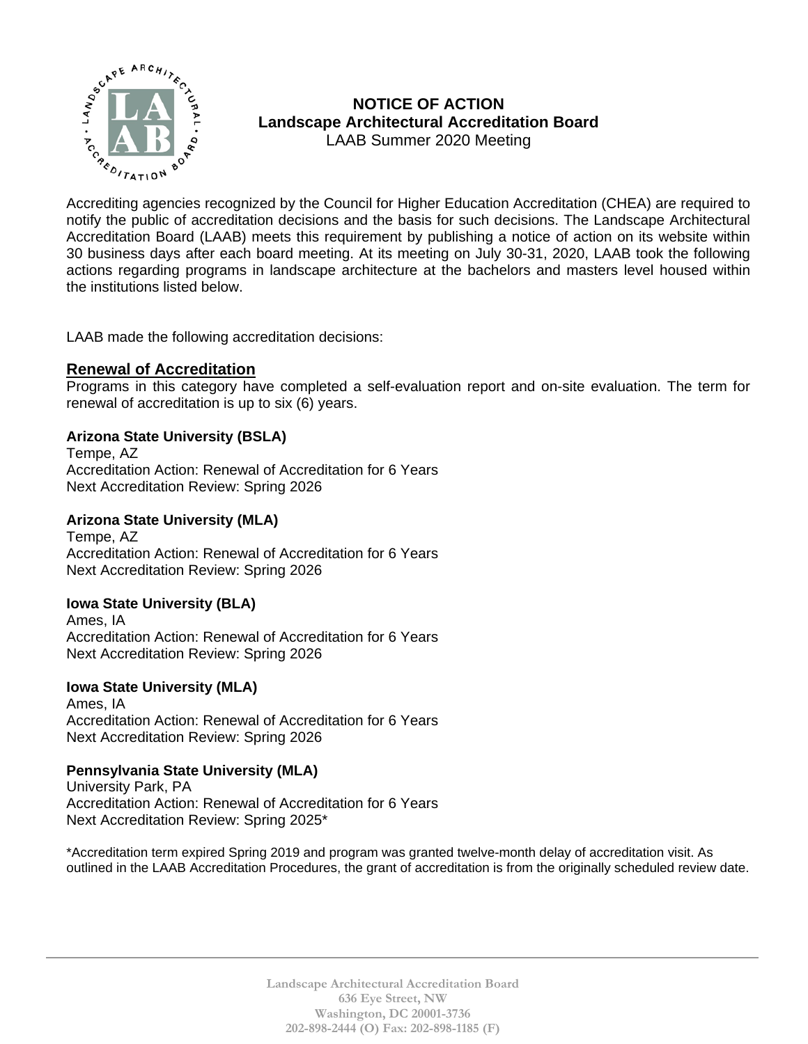# NOTICE OF ACTION
## Landscape Architectural Accreditation Board
LAAB Summer 2020 Meeting

Accrediting agencies recognized by the Council for Higher Education Accreditation (CHEA) are required to notify the public of accreditation decisions and the basis for such decisions. The Landscape Architectural Accreditation Board (LAAB) meets this requirement by publishing a notice of action on its website within 30 business days after each board meeting. At its meeting on July 30-31, 2020, LAAB took the following actions regarding programs in landscape architecture at the bachelors and masters level housed within the institutions listed below.

LAAB made the following accreditation decisions:

## Renewal of Accreditation

Programs in this category have completed a self-evaluation report and on-site evaluation. The term for renewal of accreditation is up to six (6) years.

**Arizona State University (BSLA)**
Tempe, AZ
Accreditation Action: Renewal of Accreditation for 6 Years
Next Accreditation Review: Spring 2026

**Arizona State University (MLA)**
Tempe, AZ
Accreditation Action: Renewal of Accreditation for 6 Years
Next Accreditation Review: Spring 2026

**Iowa State University (BLA)**
Ames, IA
Accreditation Action: Renewal of Accreditation for 6 Years
Next Accreditation Review: Spring 2026

**Iowa State University (MLA)**
Ames, IA
Accreditation Action: Renewal of Accreditation for 6 Years
Next Accreditation Review: Spring 2026

**Pennsylvania State University (MLA)**
University Park, PA
Accreditation Action: Renewal of Accreditation for 6 Years
Next Accreditation Review: Spring 2025*

*Accreditation term expired Spring 2019 and program was granted twelve-month delay of accreditation visit. As outlined in the LAAB Accreditation Procedures, the grant of accreditation is from the originally scheduled review date.

Landscape Architectural Accreditation Board
636 Eye Street, NW
Washington, DC 20001-3736
202-898-2444 (O) Fax: 202-898-1185 (F)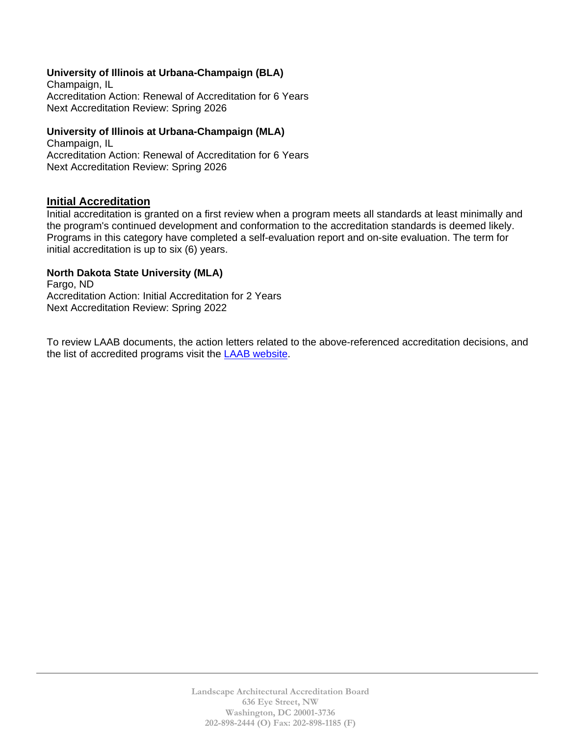**University of Illinois at Urbana-Champaign (BLA)**
Champaign, IL
Accreditation Action: Renewal of Accreditation for 6 Years
Next Accreditation Review: Spring 2026

**University of Illinois at Urbana-Champaign (MLA)**
Champaign, IL
Accreditation Action: Renewal of Accreditation for 6 Years
Next Accreditation Review: Spring 2026

## Initial Accreditation

Initial accreditation is granted on a first review when a program meets all standards at least minimally and the program's continued development and conformation to the accreditation standards is deemed likely. Programs in this category have completed a self-evaluation report and on-site evaluation. The term for initial accreditation is up to six (6) years.

**North Dakota State University (MLA)**
Fargo, ND
Accreditation Action: Initial Accreditation for 2 Years
Next Accreditation Review: Spring 2022

To review LAAB documents, the action letters related to the above-referenced accreditation decisions, and the list of accredited programs visit the LAAB website.

Landscape Architectural Accreditation Board
636 Eye Street, NW
Washington, DC 20001-3736
202-898-2444 (O) Fax: 202-898-1185 (F)